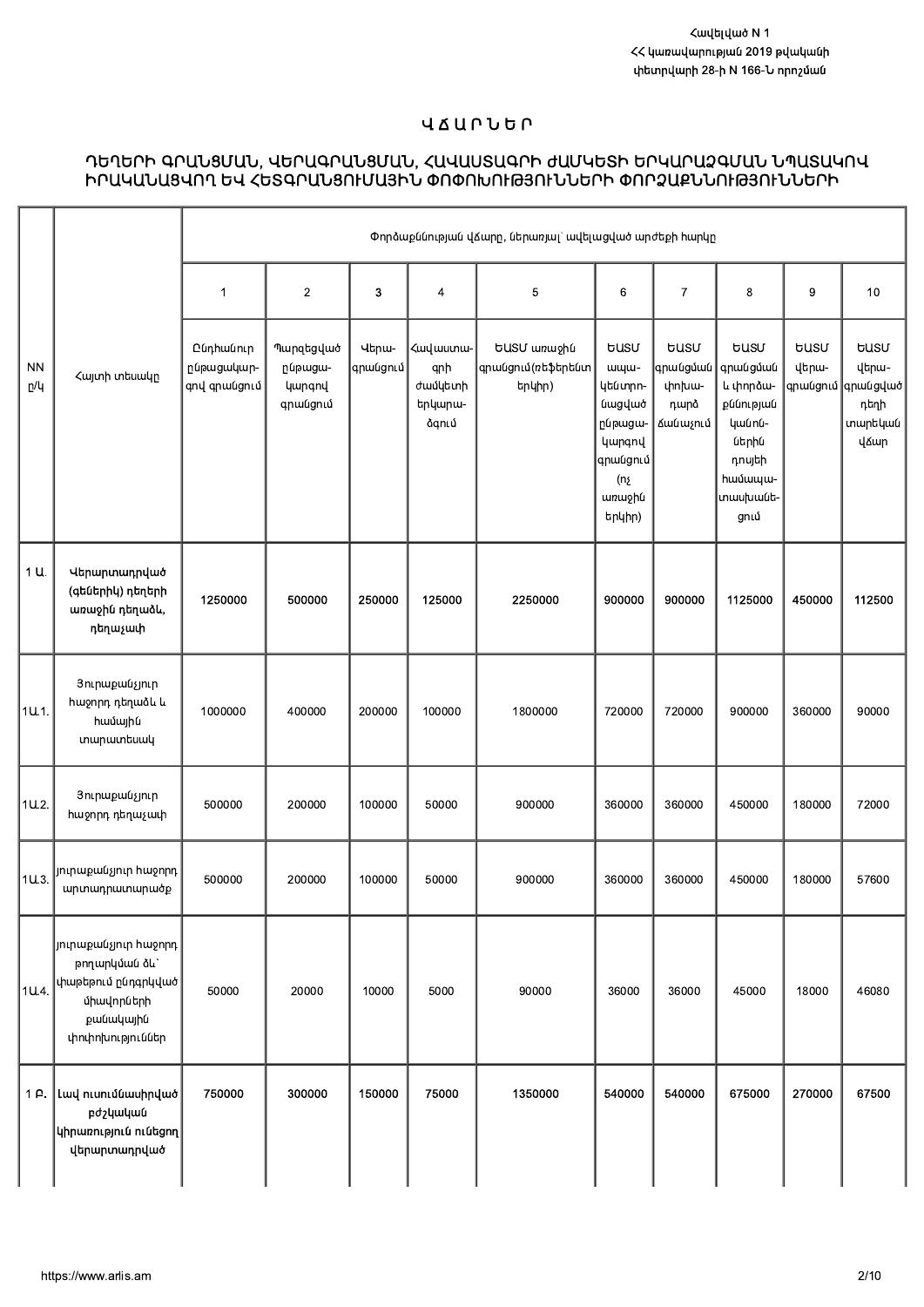Հավելված N 1
ՀՀ կառավարության 2019 թվականի
փետրվարի 28-ի N 166-Ն որոշման

# Վ Ճ Ա Ր Ն Ե Ր

## ԴԵՂԵՐԻ ԳՐԱՆՑՄԱՆ, ՎԵՐԱԳՐԱՆՑՄԱՆ, ՀԱՎԱՍՏԱԳՐԻ ԺԱՄԿԵՏԻ ԵՐԿԱՐԱՁԳՄԱՆ ՆՊԱՏԱԿՈՎ ԻՐԱԿԱՆԱՑՎՈՂ ԵՎ ՀԵՏԳՐԱՆՑՈՒՄԱՅԻՆ ՓՈՓՈԽՈՒԹՅՈՒՆՆԵՐԻ ՓՈՐՁԱՔՆՆՈՒԹՅՈՒՆՆԵՐԻ

| NN ը/կ | Հայտի տեսակը | Փորձաքննության վճարը, ներառյալ՝ ավելացված արժեքի հարկը | | | | | | | | | |
|---|---|---|---|---|---|---|---|---|---|---|---|
| | | 1 | 2 | 3 | 4 | 5 | 6 | 7 | 8 | 9 | 10 |
| | | Ընդհանուր ընթացակարգով գրանցում | Պարզեցված ընթացակարգով գրանցում | Վերագրանցում | Հավաստագրի ժամկետի երկարաձգում | ԵԱՏՄ առաջին գրանցում(ռեֆերենտ երկիր) | ԵԱՏՄ ապակենտրոնացված ընթացակարգով գրանցում (ոչ առաջին երկիր) | ԵԱՏՄ գրանցման փոխադարձ ճանաչում | ԵԱՏՄ գրանցման և փորձաքննության կանոններին դոսյեի համապատասխանեցում | ԵԱՏՄ վերագրանցում | ԵԱՏՄ վերագրանցված դեղի տարեկան վճար |
| 1 Ա. | Վերարտադրված (գեներիկ) դեղերի առաջին դեղաձև, դեղաչափ | 1250000 | 500000 | 250000 | 125000 | 2250000 | 900000 | 900000 | 1125000 | 450000 | 112500 |
| 1Ա.1. | Յուրաքանչյուր հաջորդ դեղաձև և համային տարատեսակ | 1000000 | 400000 | 200000 | 100000 | 1800000 | 720000 | 720000 | 900000 | 360000 | 90000 |
| 1Ա.2. | Յուրաքանչյուր հաջորդ դեղաչափ | 500000 | 200000 | 100000 | 50000 | 900000 | 360000 | 360000 | 450000 | 180000 | 72000 |
| 1Ա.3. | յուրաքանչյուր հաջորդ արտադրատարածք | 500000 | 200000 | 100000 | 50000 | 900000 | 360000 | 360000 | 450000 | 180000 | 57600 |
| 1Ա.4. | յուրաքանչյուր հաջորդ թողարկման ձև՝ փաթեթում ընդգրկված միավորների քանակային փոփոխություններ | 50000 | 20000 | 10000 | 5000 | 90000 | 36000 | 36000 | 45000 | 18000 | 46080 |
| 1 Բ. | Լավ ուսումնասիրված բժշկական կիրառություն ունեցող վերարտադրված | 750000 | 300000 | 150000 | 75000 | 1350000 | 540000 | 540000 | 675000 | 270000 | 67500 |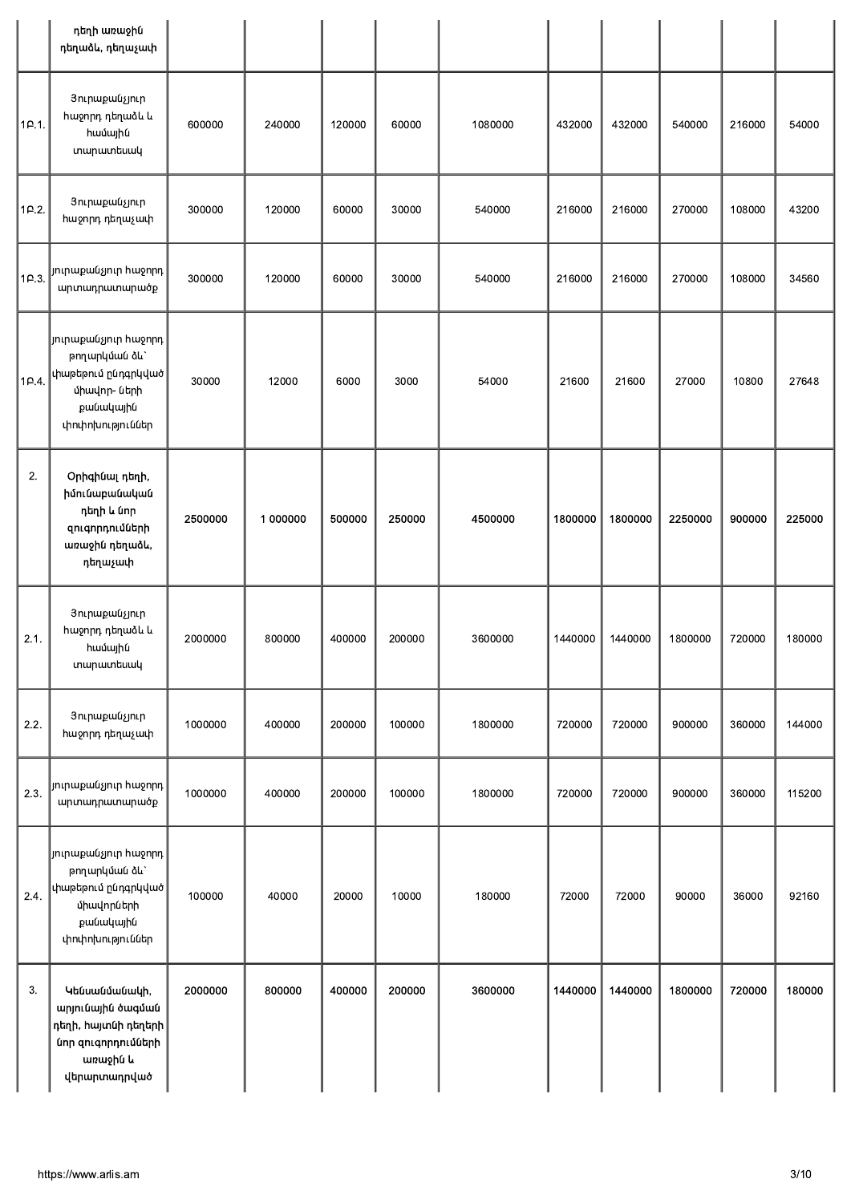| | դեղի առաջին դեղաձև, դեղաչափ | | | | | | | | | | |
|---|---|---|---|---|---|---|---|---|---|---|---|
| 1Բ.1. | Յուրաքանչյուր հաջորդ դեղաձև և համային տարատեսակ | 600000 | 240000 | 120000 | 60000 | 1080000 | 432000 | 432000 | 540000 | 216000 | 54000 |
| 1Բ.2. | Յուրաքանչյուր հաջորդ դեղաչափ | 300000 | 120000 | 60000 | 30000 | 540000 | 216000 | 216000 | 270000 | 108000 | 43200 |
| 1Բ.3. | յուրաքանչյուր հաջորդ արտադրատարածք | 300000 | 120000 | 60000 | 30000 | 540000 | 216000 | 216000 | 270000 | 108000 | 34560 |
| 1Բ.4. | յուրաքանչյուր հաջորդ թողարկման ձև՝ փաթեթում ընդգրկված միավոր- ների քանակային փոփոխություններ | 30000 | 12000 | 6000 | 3000 | 54000 | 21600 | 21600 | 27000 | 10800 | 27648 |
| 2. | **Օրիգինալ դեղի, հիմնաքանական դեղի և նոր զուգորդումների առաջին դեղաձև, դեղաչափ** | **2500000** | **1 000000** | **500000** | **250000** | **4500000** | **1800000** | **1800000** | **2250000** | **900000** | **225000** |
| 2.1. | Յուրաքանչյուր հաջորդ դեղաձև և համային տարատեսակ | 2000000 | 800000 | 400000 | 200000 | 3600000 | 1440000 | 1440000 | 1800000 | 720000 | 180000 |
| 2.2. | Յուրաքանչյուր հաջորդ դեղաչափ | 1000000 | 400000 | 200000 | 100000 | 1800000 | 720000 | 720000 | 900000 | 360000 | 144000 |
| 2.3. | յուրաքանչյուր հաջորդ արտադրատարածք | 1000000 | 400000 | 200000 | 100000 | 1800000 | 720000 | 720000 | 900000 | 360000 | 115200 |
| 2.4. | յուրաքանչյուր հաջորդ թողարկման ձև՝ փաթեթում ընդգրկված միավորների քանակային փոփոխություններ | 100000 | 40000 | 20000 | 10000 | 180000 | 72000 | 72000 | 90000 | 36000 | 92160 |
| 3. | **Կենսանմանակի, արյունային ծագման դեղի, հայտնի դեղերի նոր զուգորդումների առաջին և վերարտադրված** | **2000000** | **800000** | **400000** | **200000** | **3600000** | **1440000** | **1440000** | **1800000** | **720000** | **180000** |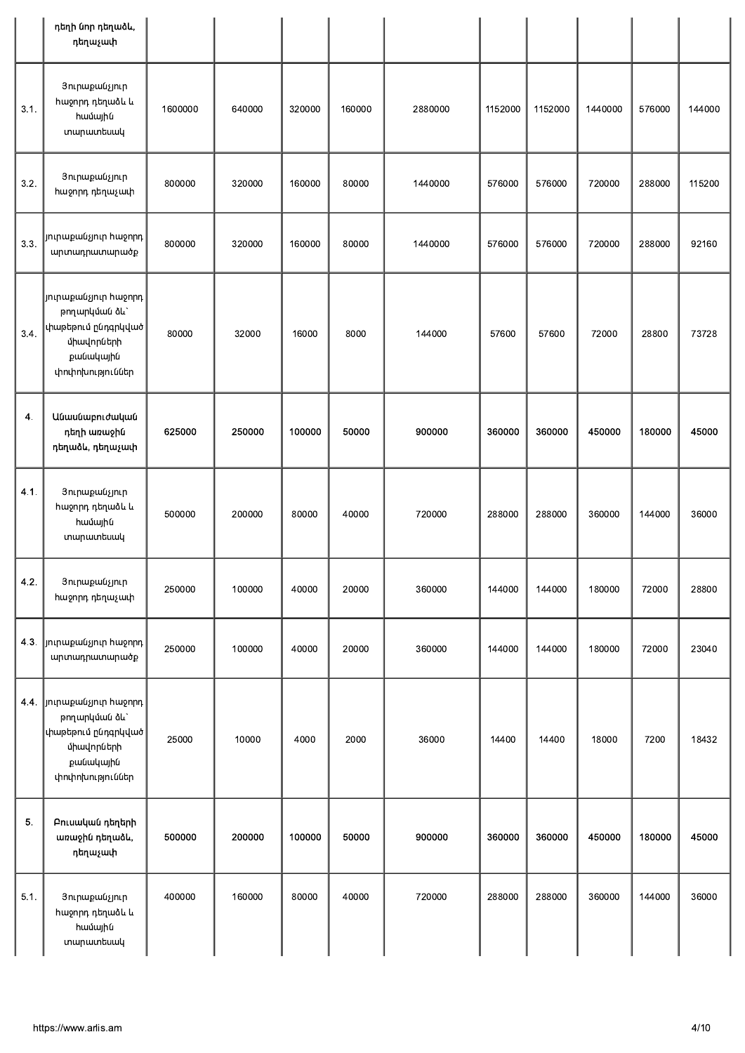|  | դեղի նոր դեղաձև, դեղաչափ |  |  |  |  |  |  |  |  |  |  |
|---|---|---|---|---|---|---|---|---|---|---|---|
| 3.1. | Յուրաքանչյուր հաջորդ դեղաձև և համային տարատեսակ | 1600000 | 640000 | 320000 | 160000 | 2880000 | 1152000 | 1152000 | 1440000 | 576000 | 144000 |
| 3.2. | Յուրաքանչյուր հաջորդ դեղաչափ | 800000 | 320000 | 160000 | 80000 | 1440000 | 576000 | 576000 | 720000 | 288000 | 115200 |
| 3.3. | յուրաքանչյուր հաջորդ արտադրատարածք | 800000 | 320000 | 160000 | 80000 | 1440000 | 576000 | 576000 | 720000 | 288000 | 92160 |
| 3.4. | յուրաքանչյուր հաջորդ թողարկման ձև՝ փաթեթում ընդգրկված միավորների քանակային փոփոխություններ | 80000 | 32000 | 16000 | 8000 | 144000 | 57600 | 57600 | 72000 | 28800 | 73728 |
| **4.** | **Անասնաբուժական դեղի առաջին դեղաձև, դեղաչափ** | **625000** | **250000** | **100000** | **50000** | **900000** | **360000** | **360000** | **450000** | **180000** | **45000** |
| 4.1. | Յուրաքանչյուր հաջորդ դեղաձև և համային տարատեսակ | 500000 | 200000 | 80000 | 40000 | 720000 | 288000 | 288000 | 360000 | 144000 | 36000 |
| 4.2. | Յուրաքանչյուր հաջորդ դեղաչափ | 250000 | 100000 | 40000 | 20000 | 360000 | 144000 | 144000 | 180000 | 72000 | 28800 |
| 4.3. | յուրաքանչյուր հաջորդ արտադրատարածք | 250000 | 100000 | 40000 | 20000 | 360000 | 144000 | 144000 | 180000 | 72000 | 23040 |
| 4.4. | յուրաքանչյուր հաջորդ թողարկման ձև՝ փաթեթում ընդգրկված միավորների քանակային փոփոխություններ | 25000 | 10000 | 4000 | 2000 | 36000 | 14400 | 14400 | 18000 | 7200 | 18432 |
| **5.** | **Բուսական դեղերի առաջին դեղաձև, դեղաչափ** | **500000** | **200000** | **100000** | **50000** | **900000** | **360000** | **360000** | **450000** | **180000** | **45000** |
| 5.1. | Յուրաքանչյուր հաջորդ դեղաձև և համային տարատեսակ | 400000 | 160000 | 80000 | 40000 | 720000 | 288000 | 288000 | 360000 | 144000 | 36000 |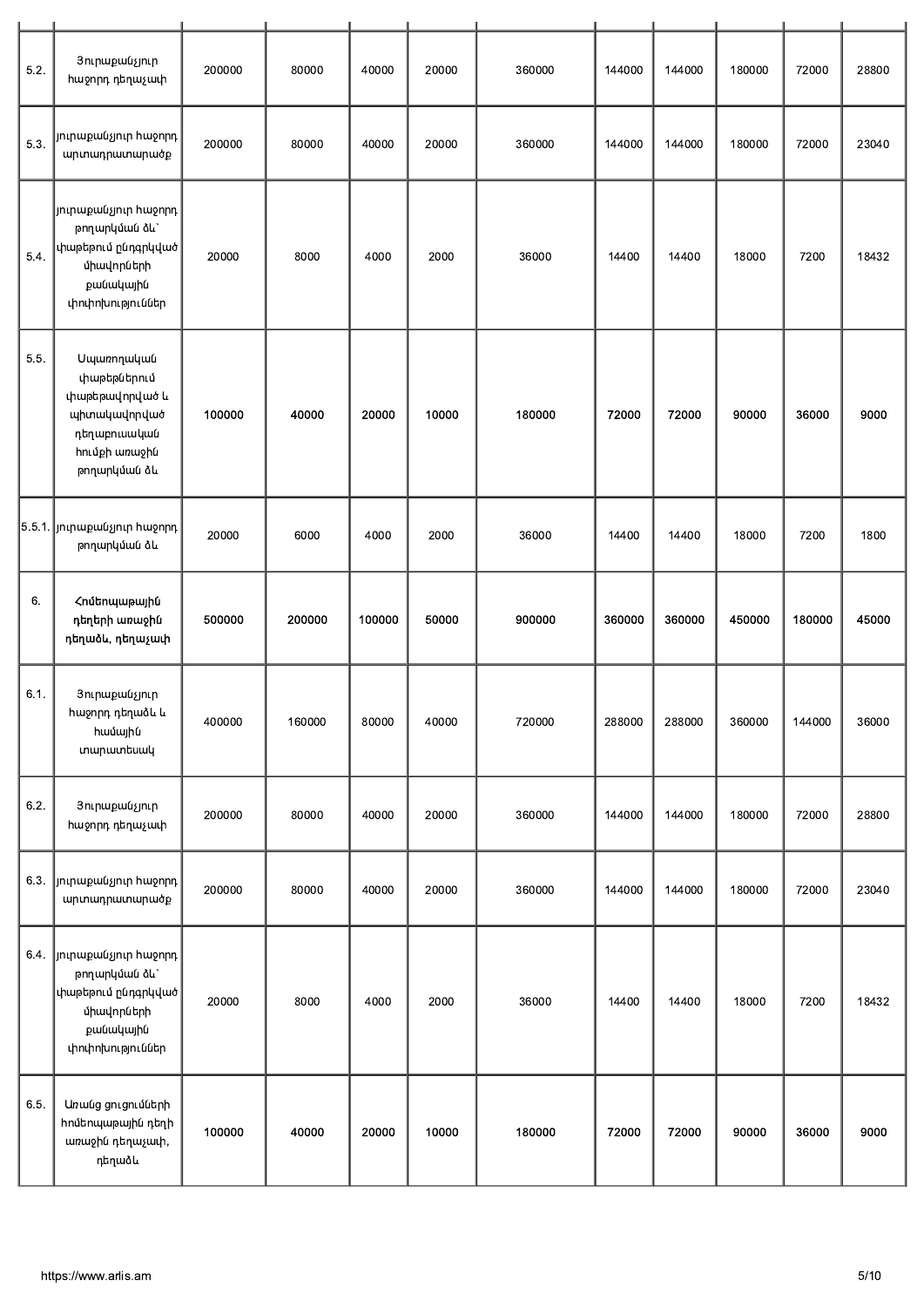| | | | | | | | | | | | |
|---|---|---|---|---|---|---|---|---|---|---|---|
| 5.2. | Յուրաքանչյուր հաջորդ դեղաչափ | 200000 | 80000 | 40000 | 20000 | 360000 | 144000 | 144000 | 180000 | 72000 | 28800 |
| 5.3. | յուրաքանչյուր հաջորդ արտադրատարածք | 200000 | 80000 | 40000 | 20000 | 360000 | 144000 | 144000 | 180000 | 72000 | 23040 |
| 5.4. | յուրաքանչյուր հաջորդ թողարկման ձև՝ փաթեթում ընդգրկված միավորների քանակային փոփոխություններ | 20000 | 8000 | 4000 | 2000 | 36000 | 14400 | 14400 | 18000 | 7200 | 18432 |
| 5.5. | **Սպառողական փաթեթներում փաթեթավորված և պիտակավորված դեղաբուսական հումքի առաջին թողարկման ձև** | **100000** | **40000** | **20000** | **10000** | **180000** | **72000** | **72000** | **90000** | **36000** | **9000** |
| 5.5.1. | յուրաքանչյուր հաջորդ թողարկման ձև | 20000 | 6000 | 4000 | 2000 | 36000 | 14400 | 14400 | 18000 | 7200 | 1800 |
| 6. | **Հոմեոպաթային դեղերի առաջին դեղաձև, դեղաչափ** | **500000** | **200000** | **100000** | **50000** | **900000** | **360000** | **360000** | **450000** | **180000** | **45000** |
| 6.1. | Յուրաքանչյուր հաջորդ դեղաձև և համային տարատեսակ | 400000 | 160000 | 80000 | 40000 | 720000 | 288000 | 288000 | 360000 | 144000 | 36000 |
| 6.2. | Յուրաքանչյուր հաջորդ դեղաչափ | 200000 | 80000 | 40000 | 20000 | 360000 | 144000 | 144000 | 180000 | 72000 | 28800 |
| 6.3. | յուրաքանչյուր հաջորդ արտադրատարածք | 200000 | 80000 | 40000 | 20000 | 360000 | 144000 | 144000 | 180000 | 72000 | 23040 |
| 6.4. | յուրաքանչյուր հաջորդ թողարկման ձև՝ փաթեթում ընդգրկված միավորների քանակային փոփոխություններ | 20000 | 8000 | 4000 | 2000 | 36000 | 14400 | 14400 | 18000 | 7200 | 18432 |
| 6.5. | Առանց ցուցումների հոմեոպաթային դեղի առաջին դեղաչափ, դեղաձև | **100000** | **40000** | **20000** | **10000** | **180000** | **72000** | **72000** | **90000** | **36000** | **9000** |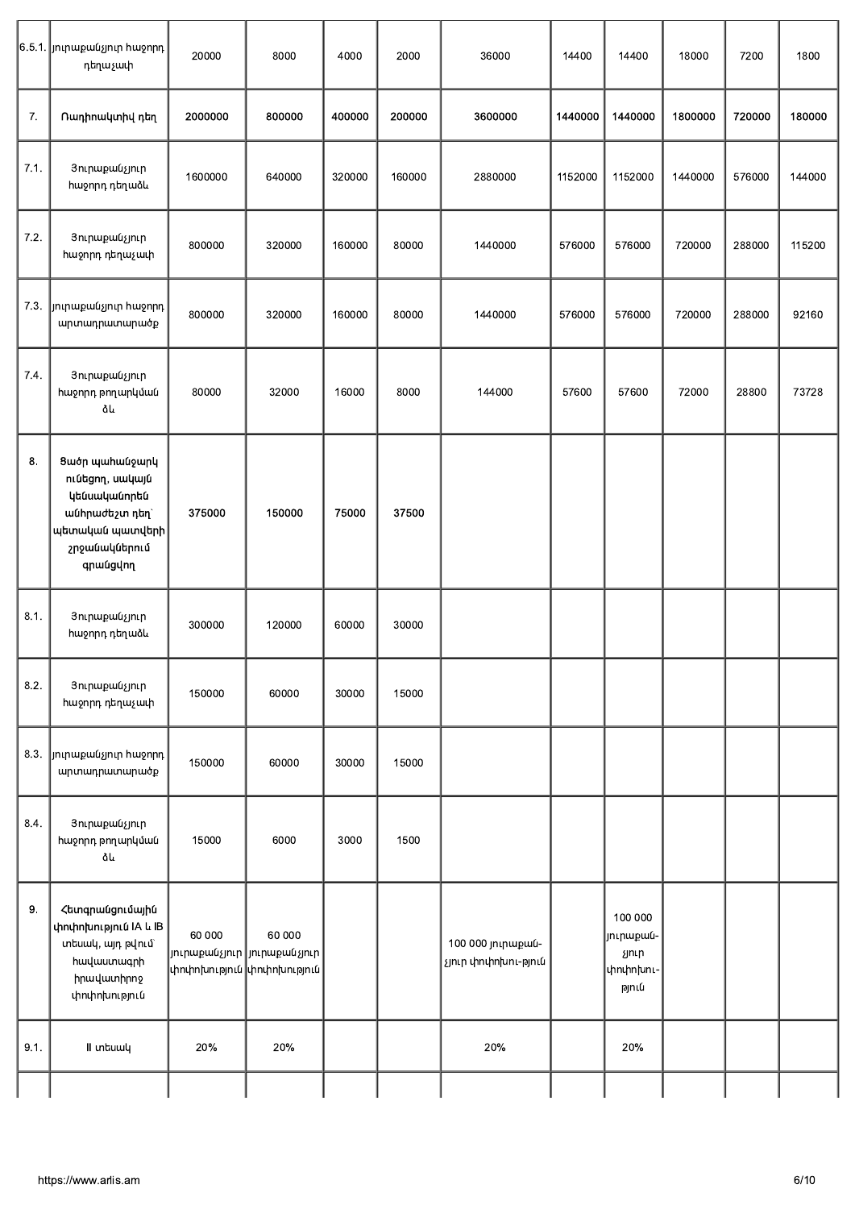| | | | | | | | | | | | |
|---|---|---|---|---|---|---|---|---|---|---|---|
| 6.5.1. | յուրաքանչյուր հաջորդ դեղաչափ | 20000 | 8000 | 4000 | 2000 | 36000 | 14400 | 14400 | 18000 | 7200 | 1800 |
| 7. | **Ռադիոակտիվ դեղ** | **2000000** | **800000** | **400000** | **200000** | **3600000** | **1440000** | **1440000** | **1800000** | **720000** | **180000** |
| 7.1. | Յուրաքանչյուր հաջորդ դեղաձև | 1600000 | 640000 | 320000 | 160000 | 2880000 | 1152000 | 1152000 | 1440000 | 576000 | 144000 |
| 7.2. | Յուրաքանչյուր հաջորդ դեղաչափ | 800000 | 320000 | 160000 | 80000 | 1440000 | 576000 | 576000 | 720000 | 288000 | 115200 |
| 7.3. | յուրաքանչյուր հաջորդ արտադրատարածք | 800000 | 320000 | 160000 | 80000 | 1440000 | 576000 | 576000 | 720000 | 288000 | 92160 |
| 7.4. | Յուրաքանչյուր հաջորդ թողարկման ձև | 80000 | 32000 | 16000 | 8000 | 144000 | 57600 | 57600 | 72000 | 28800 | 73728 |
| 8. | **Ցածր պահանջարկ ունեցող, սակայն կենսականորեն անհրաժեշտ դեղ՝ պետական պատվերի շրջանակներում գրանցվող** | **375000** | **150000** | **75000** | **37500** | | | | | | |
| 8.1. | Յուրաքանչյուր հաջորդ դեղաձև | 300000 | 120000 | 60000 | 30000 | | | | | | |
| 8.2. | Յուրաքանչյուր հաջորդ դեղաչափ | 150000 | 60000 | 30000 | 15000 | | | | | | |
| 8.3. | յուրաքանչյուր հաջորդ արտադրատարածք | 150000 | 60000 | 30000 | 15000 | | | | | | |
| 8.4. | Յուրաքանչյուր հաջորդ թողարկման ձև | 15000 | 6000 | 3000 | 1500 | | | | | | |
| 9. | **Հետգրանցումային փոփոխություն IA և IB տեսակ, այդ թվում՝ հավաստագրի իրավատիրոջ փոփոխություն** | 60 000 յուրաքանչյուր փոփոխություն | 60 000 յուրաքանչյուր փոփոխություն | | | 100 000 յուրաքան-չյուր փոփոխու-թյուն | | 100 000 յուրաքան-չյուր փոփոխու-թյուն | | | |
| 9.1. | II տեսակ | 20% | 20% | | | 20% | | 20% | | | |
| | | | | | | | | | | | |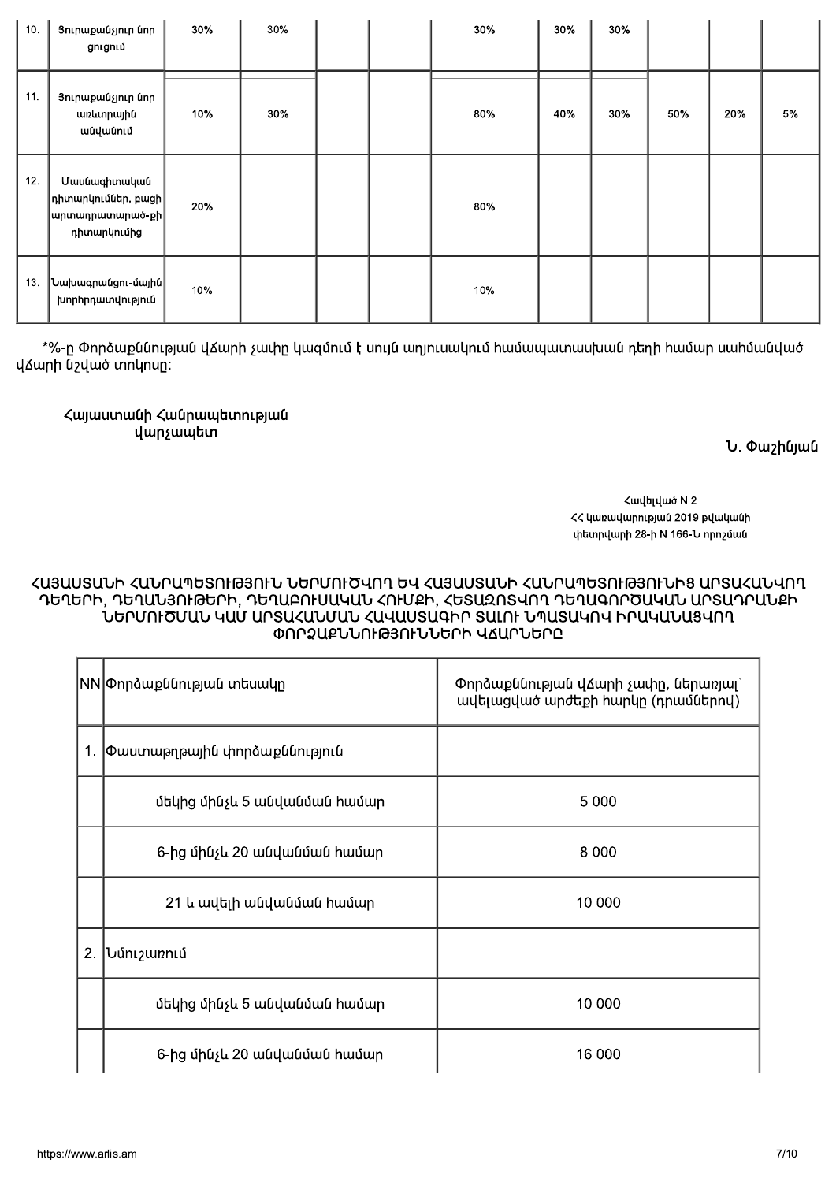| | | | | | | | | | | | |
|---|---|---|---|---|---|---|---|---|---|---|---|
| 10. | Յուրաքանչյուր նոր ցուցում | 30% | 30% | | | 30% | 30% | 30% | | | |
| 11. | Յուրաքանչյուր նոր առևտրային անվանում | 10% | 30% | | | 80% | 40% | 30% | 50% | 20% | 5% |
| 12. | Մասնագիտական դիտարկումներ, բացի արտադրատարած-քի դիտարկումից | 20% | | | | 80% | | | | | |
| 13. | Նախագրանցու-մային խորհրդատվություն | 10% | | | | 10% | | | | | |

*%-ը Փորձաքննության վճարի չափը կազմում է սույն աղյուսակում համապատասխան դեղի համար սահմանված վճարի նշված տոկոսը:

Հայաստանի Հանրապետության
վարչապետ

Ն. Փաշինյան

Հավելված N 2
ՀՀ կառավարության 2019 թվականի
փետրվարի 28-ի N 166-Ն որոշման

## ՀԱՅԱՍՏԱՆԻ ՀԱՆՐԱՊԵՏՈՒԹՅՈՒՆ ՆԵՐՄՈՒԾՎՈՂ ԵՎ ՀԱՅԱՍՏԱՆԻ ՀԱՆՐԱՊԵՏՈՒԹՅՈՒՆԻՑ ԱՐՏԱՀԱՆՎՈՂ ԴԵՂԵՐԻ, ԴԵՂԱՆՅՈՒԹԵՐԻ, ԴԵՂԱԲՈՒՍԱԿԱՆ ՀՈՒՄՔԻ, ՀԵՏԱԶՈՏՎՈՂ ԴԵՂԱԳՈՐԾԱԿԱՆ ԱՐՏԱԴՐԱՆՔԻ ՆԵՐՄՈՒԾՄԱՆ ԿԱՄ ԱՐՏԱՀԱՆՄԱՆ ՀԱՎԱՍՏԱԳԻՐ ՏԱԼՈՒ ՆՊԱՏԱԿՈՎ ԻՐԱԿԱՆԱՑՎՈՂ ՓՈՐՁԱՔՆՆՈՒԹՅՈՒՆՆԵՐԻ ՎՃԱՐՆԵՐԸ

| NN | Փորձաքննության տեսակը | Փորձաքննության վճարի չափը, ներառյալ՝ ավելացված արժեքի հարկը (դրամներով) |
|---|---|---|
| 1. | Փաստաթղթային փորձաքննություն | |
| | մեկից մինչև 5 անվանման համար | 5 000 |
| | 6-ից մինչև 20 անվանման համար | 8 000 |
| | 21 և ավելի անվանման համար | 10 000 |
| 2. | Նմուշառում | |
| | մեկից մինչև 5 անվանման համար | 10 000 |
| | 6-ից մինչև 20 անվանման համար | 16 000 |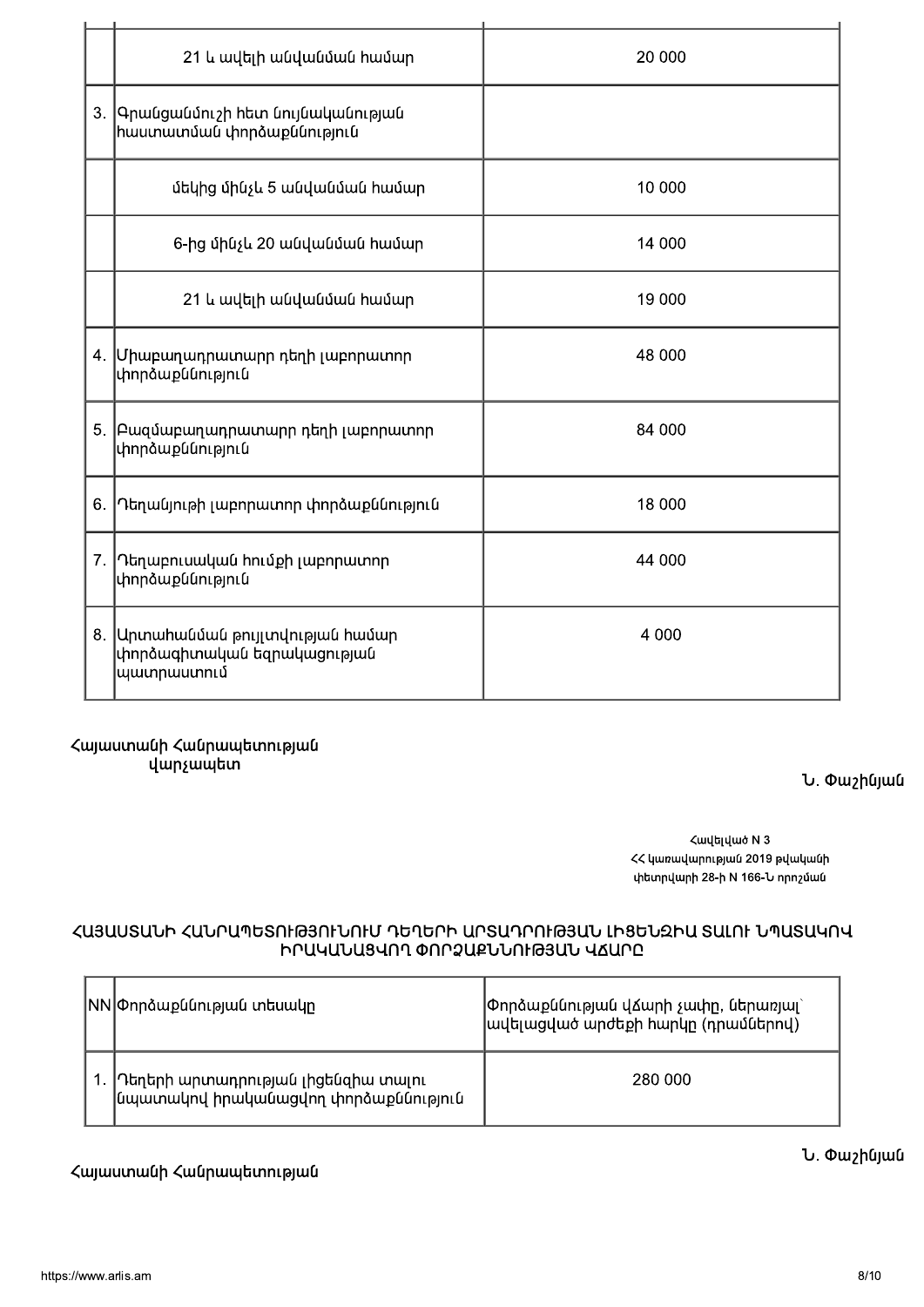| | | |
|---|---|---|
| | 21 և ավելի անվանման համար | 20 000 |
| 3. | Գրանցամուշի հետ նույնականության հաստատման փորձաքննություն | |
| | մեկից մինչև 5 անվանման համար | 10 000 |
| | 6-ից մինչև 20 անվանման համար | 14 000 |
| | 21 և ավելի անվանման համար | 19 000 |
| 4. | Միաբաղադրատարր դեղի լաբորատոր փորձաքննություն | 48 000 |
| 5. | Բազմաբաղադրատարր դեղի լաբորատոր փորձաքննություն | 84 000 |
| 6. | Դեղանյութի լաբորատոր փորձաքննություն | 18 000 |
| 7. | Դեղաբուսական հումքի լաբորատոր փորձաքննություն | 44 000 |
| 8. | Արտահանման թույլտվության համար փորձագիտական եզրակացության պատրաստում | 4 000 |

Հայաստանի Հանրապետության
վարչապետ

Ն. Փաշինյան

Հավելված N 3
ՀՀ կառավարության 2019 թվականի
փետրվարի 28-ի N 166-Ն որոշման

## ՀԱՅԱՍՏԱՆԻ ՀԱՆՐԱՊԵՏՈՒԹՅՈՒՆՈՒՄ ԴԵՂԵՐԻ ԱՐՏԱԴՐՈՒԹՅԱՆ ԼԻՑԵՆԶԻԱ ՏԱԼՈՒ ՆՊԱՏԱԿՈՎ ԻՐԱԿԱՆԱՑՎՈՂ ՓՈՐՁԱՔՆՆՈՒԹՅԱՆ ՎՃԱՐԸ

| NN | Փորձաքննության տեսակը | Փորձաքննության վճարի չափը, ներառյալ` ավելացված արժեքի հարկը (դրամներով) |
|---|---|---|
| 1. | Դեղերի արտադրության լիցենզիա տալու նպատակով իրականացվող փորձաքննություն | 280 000 |

Ն. Փաշինյան

Հայաստանի Հանրապետության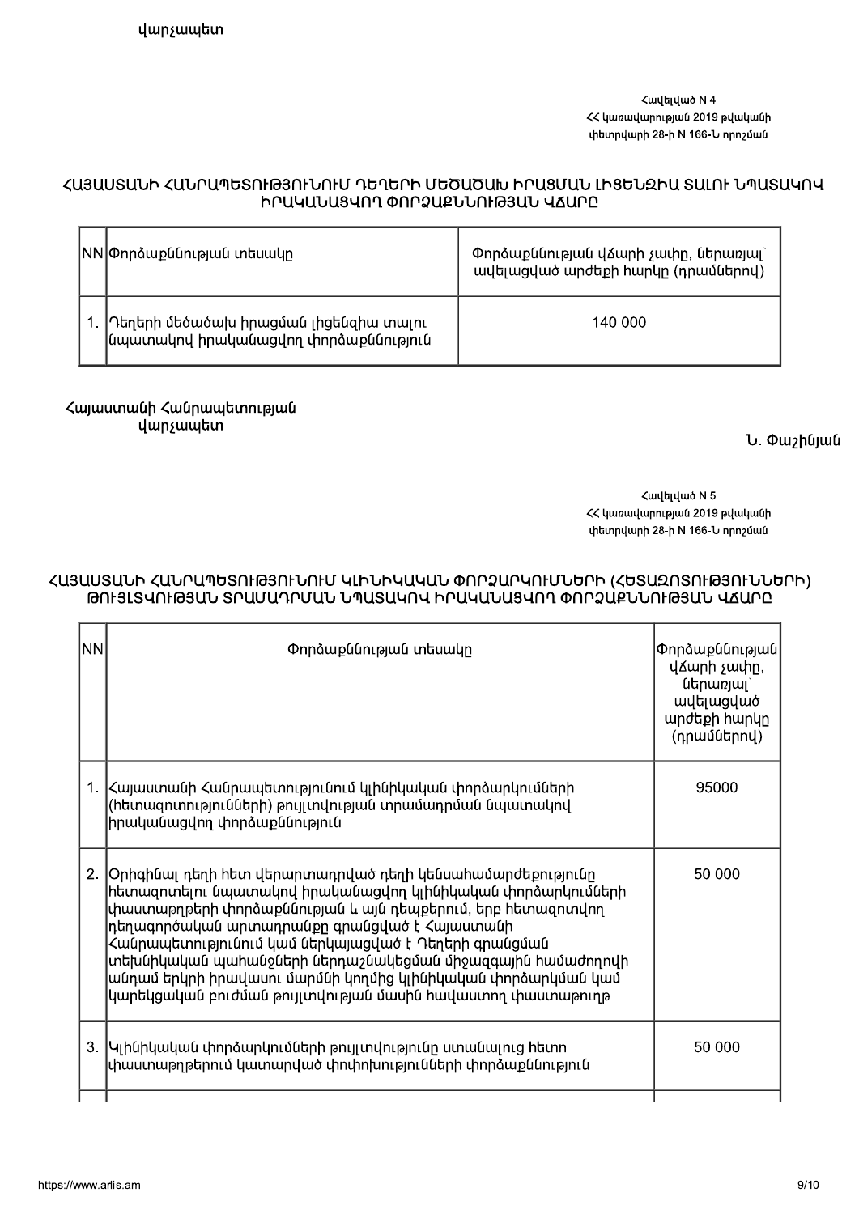վարչապետ

Հավելված N 4
ՀՀ կառավարության 2019 թվականի
փետրվարի 28-ի N 166-Ն որոշման

## ՀԱՅԱՍՏԱՆԻ ՀԱՆՐԱՊԵՏՈՒԹՅՈՒՆՈՒՄ ԴԵՂԵՐԻ ՄԵԾԱԾԱԽ ԻՐԱՑՄԱՆ ԼԻՑԵՆԶԻԱ ՏԱԼՈՒ ՆՊԱՏԱԿՈՎ ԻՐԱԿԱՆԱՑՎՈՂ ՓՈՐՁԱՔՆՆՈՒԹՅԱՆ ՎՃԱՐԸ

| NN | Փորձաքննության տեսակը | Փորձաքննության վճարի չափը, ներառյալ՝ ավելացված արժեքի հարկը (դրամներով) |
|---|---|---|
| 1. | Դեղերի մեծածախ իրացման լիցենզիա տալու նպատակով իրականացվող փորձաքննություն | 140 000 |

Հայաստանի Հանրապետության
վարչապետ

Ն. Փաշինյան

Հավելված N 5
ՀՀ կառավարության 2019 թվականի
փետրվարի 28-ի N 166-Ն որոշման

## ՀԱՅԱՍՏԱՆԻ ՀԱՆՐԱՊԵՏՈՒԹՅՈՒՆՈՒՄ ԿԼԻՆԻԿԱԿԱՆ ՓՈՐՁԱՐԿՈՒՄՆԵՐԻ (ՀԵՏԱԶՈՏՈՒԹՅՈՒՆՆԵՐԻ) ԹՈՒՅԼՏՎՈՒԹՅԱՆ ՏՐԱՄԱԴՐՄԱՆ ՆՊԱՏԱԿՈՎ ԻՐԱԿԱՆԱՑՎՈՂ ՓՈՐՁԱՔՆՆՈՒԹՅԱՆ ՎՃԱՐԸ

| NN | Փորձաքննության տեսակը | Փորձաքննության վճարի չափը, ներառյալ՝ ավելացված արժեքի հարկը (դրամներով) |
|---|---|---|
| 1. | Հայաստանի Հանրապետությունում կլինիկական փորձարկումների (հետազոտությունների) թույլտվության տրամադրման նպատակով իրականացվող փորձաքննություն | 95000 |
| 2. | Օրիգինալ դեղի հետ վերարտադրված դեղի կենսահամարժեքությունը հետազոտելու նպատակով իրականացվող կլինիկական փորձարկումների փաստաթղթերի փորձաքննության և այն դեպքերում, երբ հետազոտվող դեղագործական արտադրանքը գրանցված է Հայաստանի Հանրապետությունում կամ ներկայացված է Դեղերի գրանցման տեխնիկական պահանջների ներդաշնակեցման միջազգային համաժողովի անդամ երկրի իրավասու մարմնի կողմից կլինիկական փորձարկման կամ կարեկցական բուժման թույլտվության մասին հավաստող փաստաթուղթ | 50 000 |
| 3. | Կլինիկական փորձարկումների թույլտվությունը ստանալուց հետո փաստաթղթերում կատարված փոփոխությունների փորձաքննություն | 50 000 |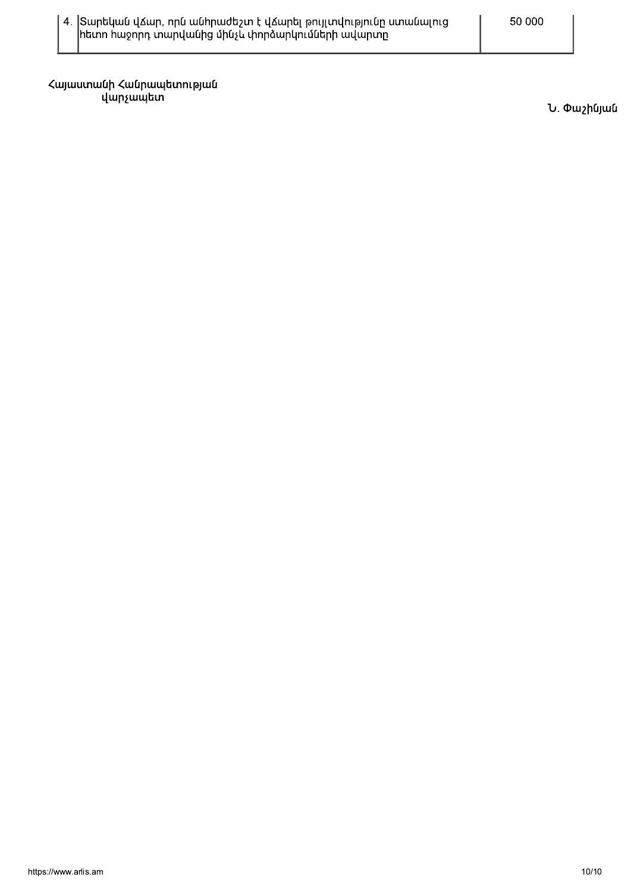| | | |
|---|---|---|
| 4. | Տարեկան վճար, որն անհրաժեշտ է վճարել թույլտվությունը ստանալուց հետո հաջորդ տարվանից մինչև փորձարկումների ավարտը | 50 000 |

Հայաստանի Հանրապետության վարչապետ

Ն. Փաշինյան